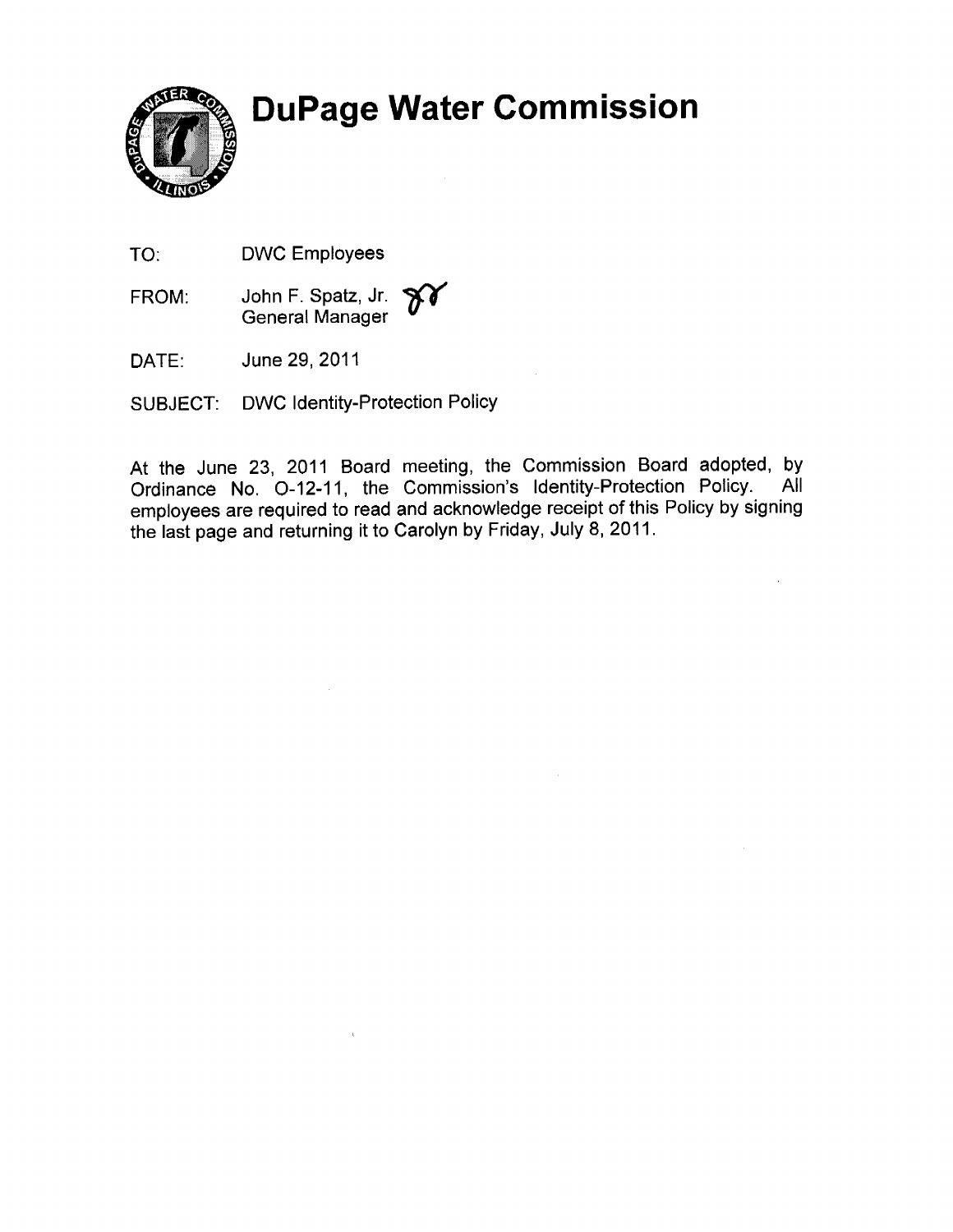# DuPage Water Commission

TO: DWC Employees

FROM: John F. Spatz, Jr.
General Manager

DATE: June 29, 2011

SUBJECT: DWC Identity-Protection Policy

At the June 23, 2011 Board meeting, the Commission Board adopted, by Ordinance No. O-12-11, the Commission's Identity-Protection Policy. All employees are required to read and acknowledge receipt of this Policy by signing the last page and returning it to Carolyn by Friday, July 8, 2011.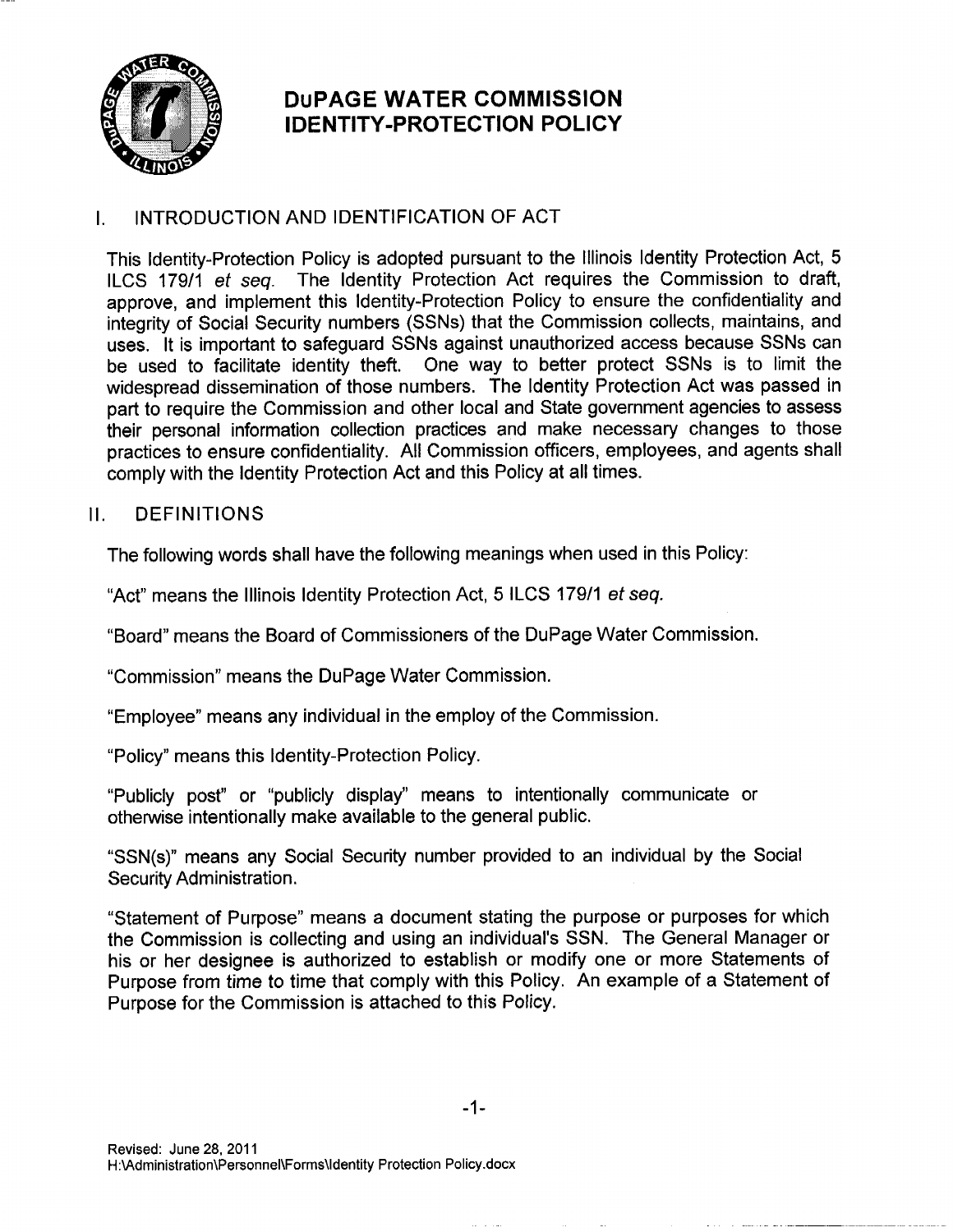# DuPAGE WATER COMMISSION IDENTITY-PROTECTION POLICY

## I. INTRODUCTION AND IDENTIFICATION OF ACT

This Identity-Protection Policy is adopted pursuant to the Illinois Identity Protection Act, 5 ILCS 179/1 *et seq.* The Identity Protection Act requires the Commission to draft, approve, and implement this Identity-Protection Policy to ensure the confidentiality and integrity of Social Security numbers (SSNs) that the Commission collects, maintains, and uses. It is important to safeguard SSNs against unauthorized access because SSNs can be used to facilitate identity theft. One way to better protect SSNs is to limit the widespread dissemination of those numbers. The Identity Protection Act was passed in part to require the Commission and other local and State government agencies to assess their personal information collection practices and make necessary changes to those practices to ensure confidentiality. All Commission officers, employees, and agents shall comply with the Identity Protection Act and this Policy at all times.

## II. DEFINITIONS

The following words shall have the following meanings when used in this Policy:

"Act" means the Illinois Identity Protection Act, 5 ILCS 179/1 *et seq.*

"Board" means the Board of Commissioners of the DuPage Water Commission.

"Commission" means the DuPage Water Commission.

"Employee" means any individual in the employ of the Commission.

"Policy" means this Identity-Protection Policy.

"Publicly post" or "publicly display" means to intentionally communicate or otherwise intentionally make available to the general public.

"SSN(s)" means any Social Security number provided to an individual by the Social Security Administration.

"Statement of Purpose" means a document stating the purpose or purposes for which the Commission is collecting and using an individual's SSN. The General Manager or his or her designee is authorized to establish or modify one or more Statements of Purpose from time to time that comply with this Policy. An example of a Statement of Purpose for the Commission is attached to this Policy.

Revised: June 28, 2011
H:\Administration\Personnel\Forms\Identity Protection Policy.docx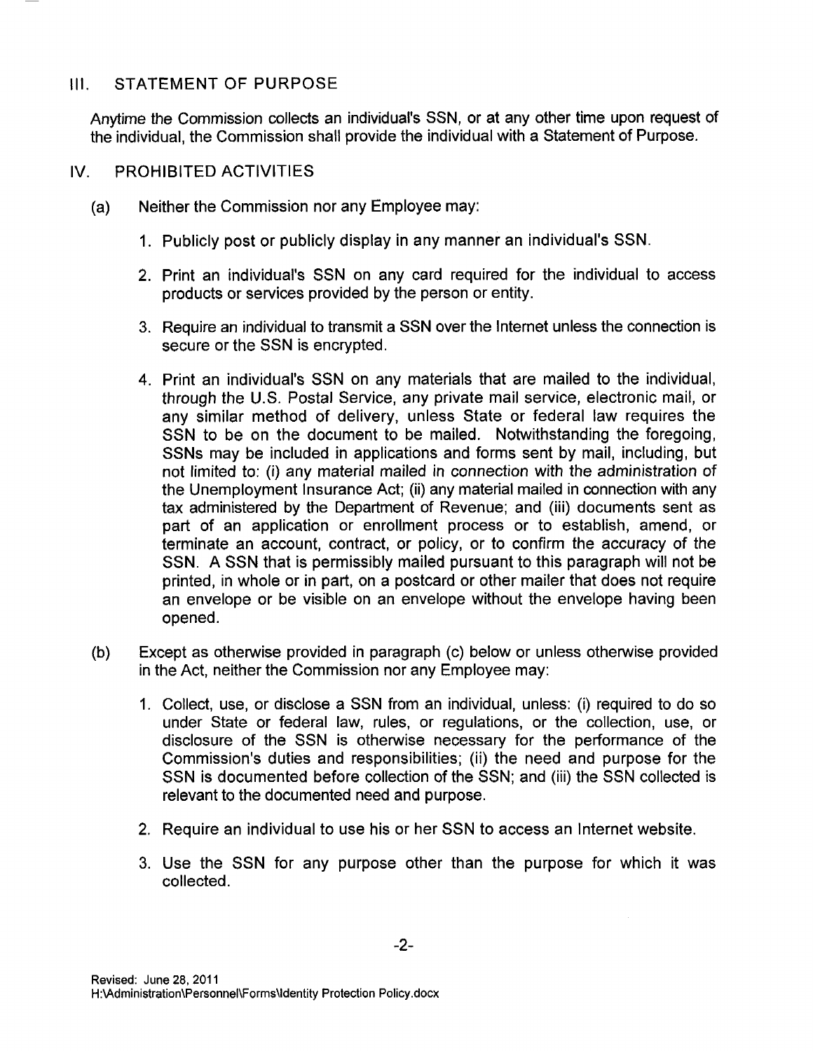## III. STATEMENT OF PURPOSE

Anytime the Commission collects an individual's SSN, or at any other time upon request of the individual, the Commission shall provide the individual with a Statement of Purpose.

## IV. PROHIBITED ACTIVITIES

(a) Neither the Commission nor any Employee may:

1. Publicly post or publicly display in any manner an individual's SSN.

2. Print an individual's SSN on any card required for the individual to access products or services provided by the person or entity.

3. Require an individual to transmit a SSN over the Internet unless the connection is secure or the SSN is encrypted.

4. Print an individual's SSN on any materials that are mailed to the individual, through the U.S. Postal Service, any private mail service, electronic mail, or any similar method of delivery, unless State or federal law requires the SSN to be on the document to be mailed. Notwithstanding the foregoing, SSNs may be included in applications and forms sent by mail, including, but not limited to: (i) any material mailed in connection with the administration of the Unemployment Insurance Act; (ii) any material mailed in connection with any tax administered by the Department of Revenue; and (iii) documents sent as part of an application or enrollment process or to establish, amend, or terminate an account, contract, or policy, or to confirm the accuracy of the SSN. A SSN that is permissibly mailed pursuant to this paragraph will not be printed, in whole or in part, on a postcard or other mailer that does not require an envelope or be visible on an envelope without the envelope having been opened.

(b) Except as otherwise provided in paragraph (c) below or unless otherwise provided in the Act, neither the Commission nor any Employee may:

1. Collect, use, or disclose a SSN from an individual, unless: (i) required to do so under State or federal law, rules, or regulations, or the collection, use, or disclosure of the SSN is otherwise necessary for the performance of the Commission's duties and responsibilities; (ii) the need and purpose for the SSN is documented before collection of the SSN; and (iii) the SSN collected is relevant to the documented need and purpose.

2. Require an individual to use his or her SSN to access an Internet website.

3. Use the SSN for any purpose other than the purpose for which it was collected.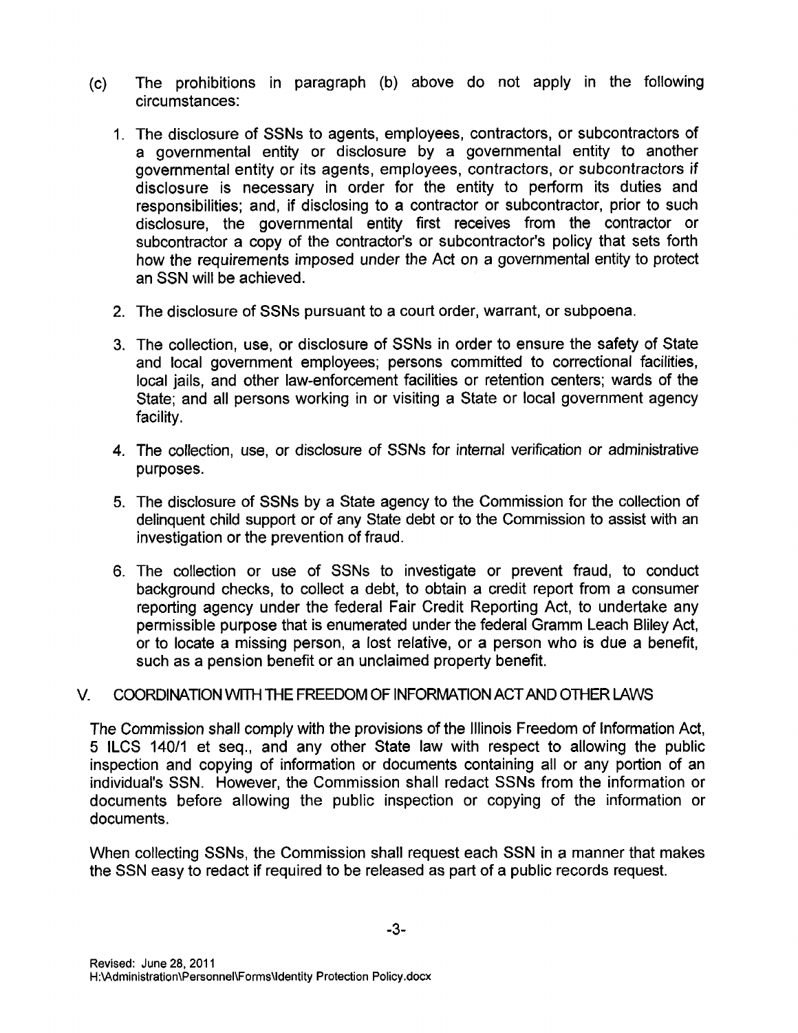(c) The prohibitions in paragraph (b) above do not apply in the following circumstances:

1. The disclosure of SSNs to agents, employees, contractors, or subcontractors of a governmental entity or disclosure by a governmental entity to another governmental entity or its agents, employees, contractors, or subcontractors if disclosure is necessary in order for the entity to perform its duties and responsibilities; and, if disclosing to a contractor or subcontractor, prior to such disclosure, the governmental entity first receives from the contractor or subcontractor a copy of the contractor's or subcontractor's policy that sets forth how the requirements imposed under the Act on a governmental entity to protect an SSN will be achieved.

2. The disclosure of SSNs pursuant to a court order, warrant, or subpoena.

3. The collection, use, or disclosure of SSNs in order to ensure the safety of State and local government employees; persons committed to correctional facilities, local jails, and other law-enforcement facilities or retention centers; wards of the State; and all persons working in or visiting a State or local government agency facility.

4. The collection, use, or disclosure of SSNs for internal verification or administrative purposes.

5. The disclosure of SSNs by a State agency to the Commission for the collection of delinquent child support or of any State debt or to the Commission to assist with an investigation or the prevention of fraud.

6. The collection or use of SSNs to investigate or prevent fraud, to conduct background checks, to collect a debt, to obtain a credit report from a consumer reporting agency under the federal Fair Credit Reporting Act, to undertake any permissible purpose that is enumerated under the federal Gramm Leach Bliley Act, or to locate a missing person, a lost relative, or a person who is due a benefit, such as a pension benefit or an unclaimed property benefit.

## V. COORDINATION WITH THE FREEDOM OF INFORMATION ACT AND OTHER LAWS

The Commission shall comply with the provisions of the Illinois Freedom of Information Act, 5 ILCS 140/1 et seq., and any other State law with respect to allowing the public inspection and copying of information or documents containing all or any portion of an individual's SSN. However, the Commission shall redact SSNs from the information or documents before allowing the public inspection or copying of the information or documents.

When collecting SSNs, the Commission shall request each SSN in a manner that makes the SSN easy to redact if required to be released as part of a public records request.

Revised: June 28, 2011
H:\Administration\Personnel\Forms\Identity Protection Policy.docx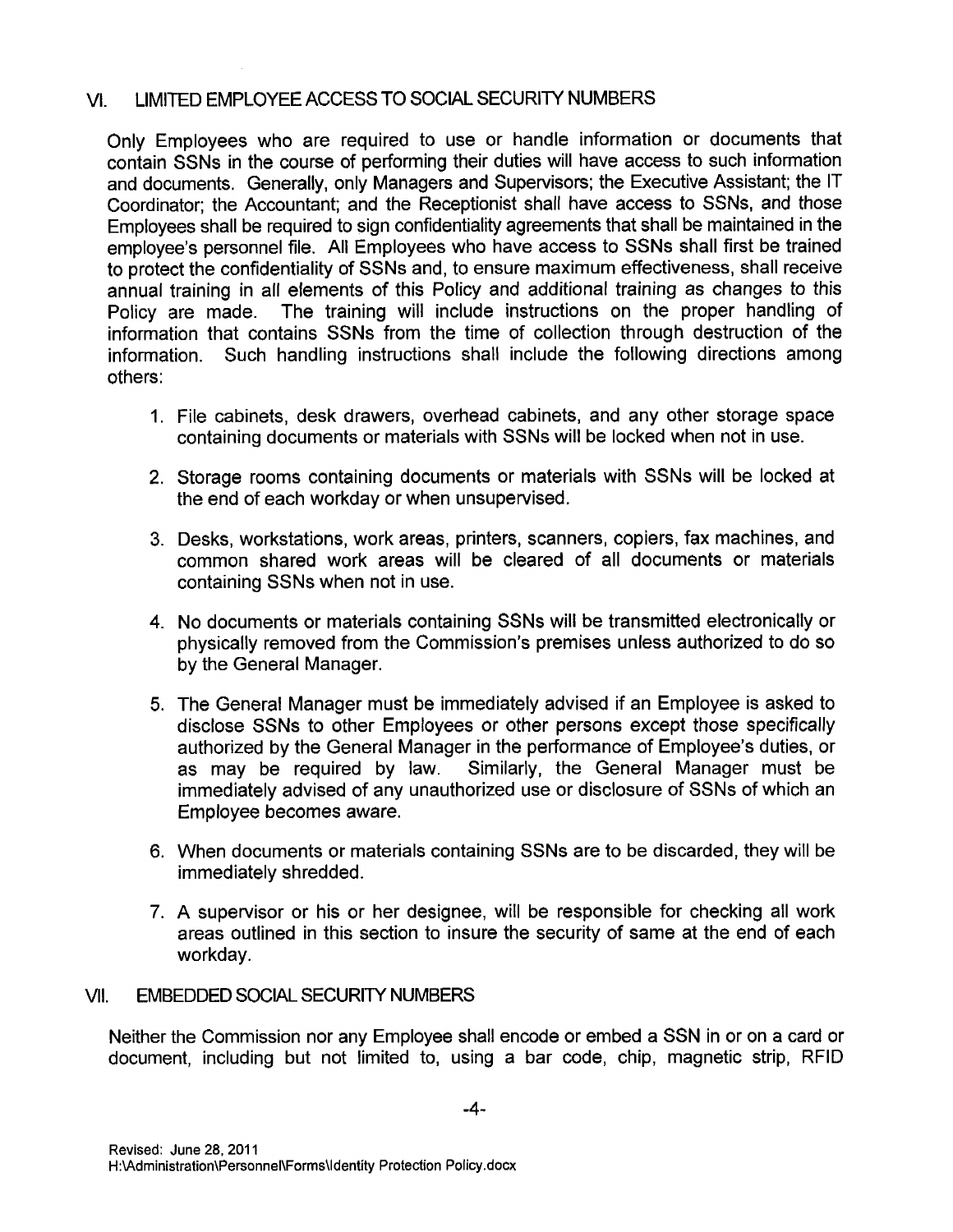## VI. LIMITED EMPLOYEE ACCESS TO SOCIAL SECURITY NUMBERS

Only Employees who are required to use or handle information or documents that contain SSNs in the course of performing their duties will have access to such information and documents. Generally, only Managers and Supervisors; the Executive Assistant; the IT Coordinator; the Accountant; and the Receptionist shall have access to SSNs, and those Employees shall be required to sign confidentiality agreements that shall be maintained in the employee's personnel file. All Employees who have access to SSNs shall first be trained to protect the confidentiality of SSNs and, to ensure maximum effectiveness, shall receive annual training in all elements of this Policy and additional training as changes to this Policy are made. The training will include instructions on the proper handling of information that contains SSNs from the time of collection through destruction of the information. Such handling instructions shall include the following directions among others:

1. File cabinets, desk drawers, overhead cabinets, and any other storage space containing documents or materials with SSNs will be locked when not in use.
2. Storage rooms containing documents or materials with SSNs will be locked at the end of each workday or when unsupervised.
3. Desks, workstations, work areas, printers, scanners, copiers, fax machines, and common shared work areas will be cleared of all documents or materials containing SSNs when not in use.
4. No documents or materials containing SSNs will be transmitted electronically or physically removed from the Commission's premises unless authorized to do so by the General Manager.
5. The General Manager must be immediately advised if an Employee is asked to disclose SSNs to other Employees or other persons except those specifically authorized by the General Manager in the performance of Employee's duties, or as may be required by law. Similarly, the General Manager must be immediately advised of any unauthorized use or disclosure of SSNs of which an Employee becomes aware.
6. When documents or materials containing SSNs are to be discarded, they will be immediately shredded.
7. A supervisor or his or her designee, will be responsible for checking all work areas outlined in this section to insure the security of same at the end of each workday.

## VII. EMBEDDED SOCIAL SECURITY NUMBERS

Neither the Commission nor any Employee shall encode or embed a SSN in or on a card or document, including but not limited to, using a bar code, chip, magnetic strip, RFID

Revised: June 28, 2011
H:\Administration\Personnel\Forms\Identity Protection Policy.docx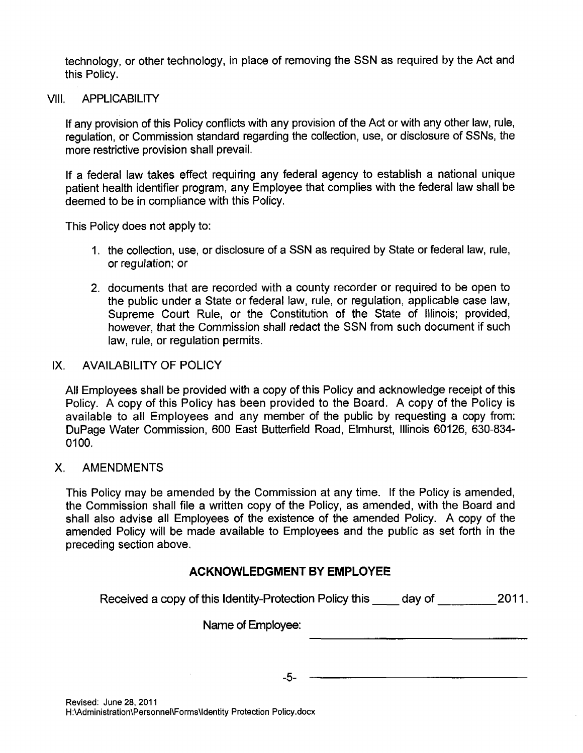technology, or other technology, in place of removing the SSN as required by the Act and this Policy.

## VIII. APPLICABILITY

If any provision of this Policy conflicts with any provision of the Act or with any other law, rule, regulation, or Commission standard regarding the collection, use, or disclosure of SSNs, the more restrictive provision shall prevail.

If a federal law takes effect requiring any federal agency to establish a national unique patient health identifier program, any Employee that complies with the federal law shall be deemed to be in compliance with this Policy.

This Policy does not apply to:

1. the collection, use, or disclosure of a SSN as required by State or federal law, rule, or regulation; or
2. documents that are recorded with a county recorder or required to be open to the public under a State or federal law, rule, or regulation, applicable case law, Supreme Court Rule, or the Constitution of the State of Illinois; provided, however, that the Commission shall redact the SSN from such document if such law, rule, or regulation permits.

## IX. AVAILABILITY OF POLICY

All Employees shall be provided with a copy of this Policy and acknowledge receipt of this Policy. A copy of this Policy has been provided to the Board. A copy of the Policy is available to all Employees and any member of the public by requesting a copy from: DuPage Water Commission, 600 East Butterfield Road, Elmhurst, Illinois 60126, 630-834-0100.

## X. AMENDMENTS

This Policy may be amended by the Commission at any time. If the Policy is amended, the Commission shall file a written copy of the Policy, as amended, with the Board and shall also advise all Employees of the existence of the amended Policy. A copy of the amended Policy will be made available to Employees and the public as set forth in the preceding section above.

## ACKNOWLEDGMENT BY EMPLOYEE

Received a copy of this Identity-Protection Policy this ____ day of _________ 2011.

Name of Employee: ______________________________

______________________________

Revised: June 28, 2011
H:\Administration\Personnel\Forms\Identity Protection Policy.docx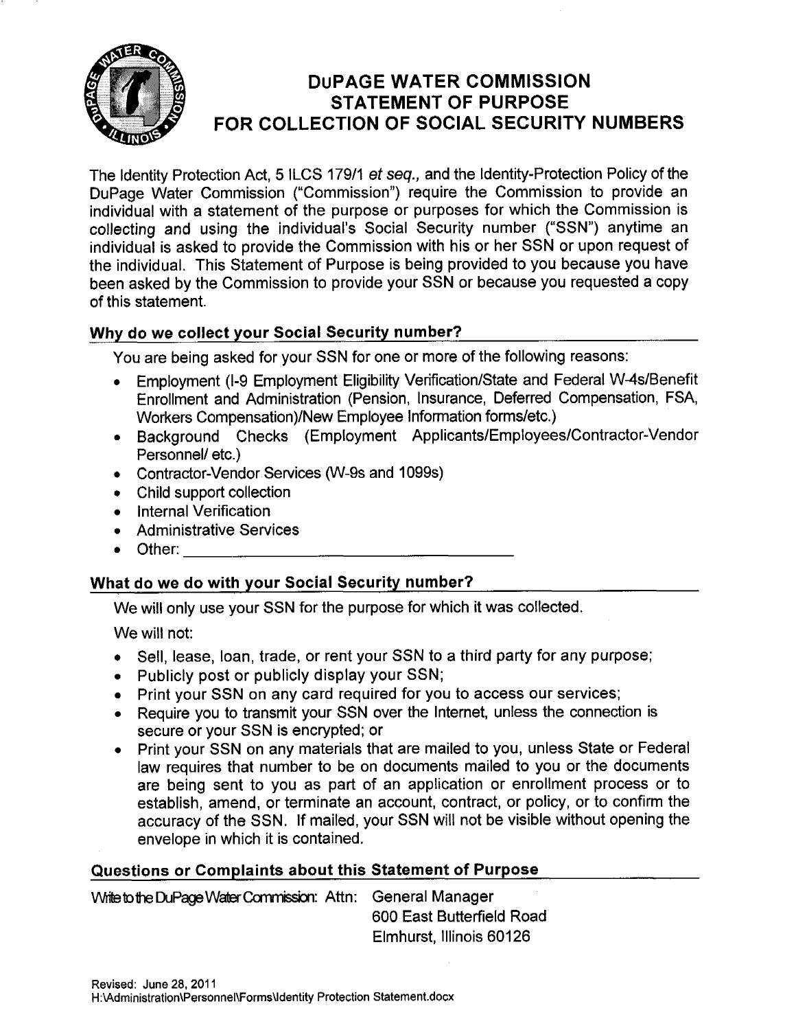# DuPAGE WATER COMMISSION STATEMENT OF PURPOSE FOR COLLECTION OF SOCIAL SECURITY NUMBERS

The Identity Protection Act, 5 ILCS 179/1 *et seq.*, and the Identity-Protection Policy of the DuPage Water Commission ("Commission") require the Commission to provide an individual with a statement of the purpose or purposes for which the Commission is collecting and using the individual's Social Security number ("SSN") anytime an individual is asked to provide the Commission with his or her SSN or upon request of the individual. This Statement of Purpose is being provided to you because you have been asked by the Commission to provide your SSN or because you requested a copy of this statement.

## Why do we collect your Social Security number?

You are being asked for your SSN for one or more of the following reasons:

- Employment (I-9 Employment Eligibility Verification/State and Federal W-4s/Benefit Enrollment and Administration (Pension, Insurance, Deferred Compensation, FSA, Workers Compensation)/New Employee Information forms/etc.)
- Background Checks (Employment Applicants/Employees/Contractor-Vendor Personnel/ etc.)
- Contractor-Vendor Services (W-9s and 1099s)
- Child support collection
- Internal Verification
- Administrative Services
- Other: ______________________________

## What do we do with your Social Security number?

We will only use your SSN for the purpose for which it was collected.

We will not:

- Sell, lease, loan, trade, or rent your SSN to a third party for any purpose;
- Publicly post or publicly display your SSN;
- Print your SSN on any card required for you to access our services;
- Require you to transmit your SSN over the Internet, unless the connection is secure or your SSN is encrypted; or
- Print your SSN on any materials that are mailed to you, unless State or Federal law requires that number to be on documents mailed to you or the documents are being sent to you as part of an application or enrollment process or to establish, amend, or terminate an account, contract, or policy, or to confirm the accuracy of the SSN. If mailed, your SSN will not be visible without opening the envelope in which it is contained.

## Questions or Complaints about this Statement of Purpose

Write to the DuPage Water Commission: Attn: General Manager
600 East Butterfield Road
Elmhurst, Illinois 60126

Revised: June 28, 2011
H:\Administration\Personnel\Forms\Identity Protection Statement.docx